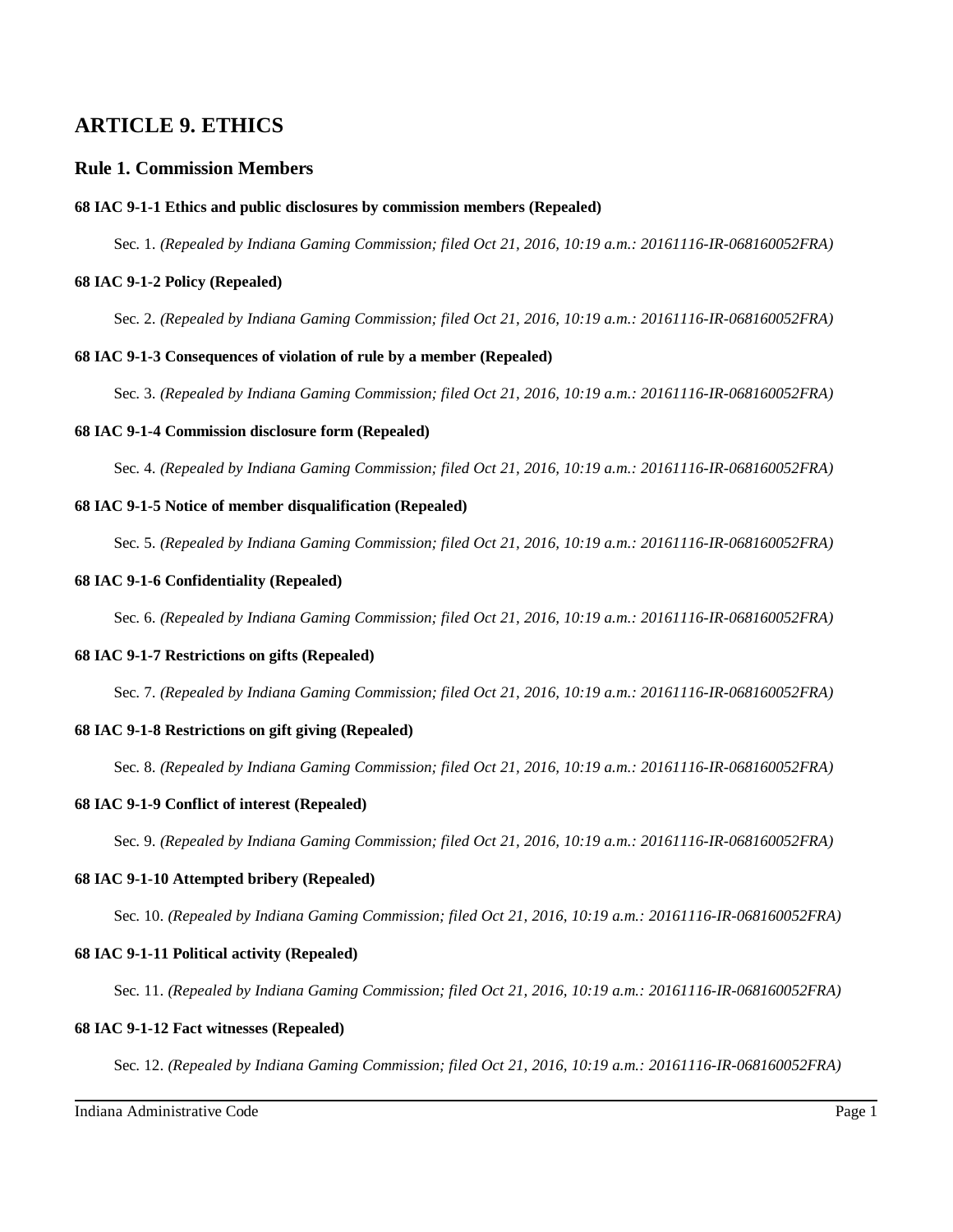# ARTICLE 9. ETHICS

## Rule 1. Commission Members

### 68 IAC 9-1-1 Ethics and public disclosures by commission members (Repealed)

Sec. 1. *(Repealed by Indiana Gaming Commission; filed Oct 21, 2016, 10:19 a.m.: 20161116-IR-068160052FRA)*

### 68 IAC 9-1-2 Policy (Repealed)

Sec. 2. *(Repealed by Indiana Gaming Commission; filed Oct 21, 2016, 10:19 a.m.: 20161116-IR-068160052FRA)*

### 68 IAC 9-1-3 Consequences of violation of rule by a member (Repealed)

Sec. 3. *(Repealed by Indiana Gaming Commission; filed Oct 21, 2016, 10:19 a.m.: 20161116-IR-068160052FRA)*

### 68 IAC 9-1-4 Commission disclosure form (Repealed)

Sec. 4. *(Repealed by Indiana Gaming Commission; filed Oct 21, 2016, 10:19 a.m.: 20161116-IR-068160052FRA)*

### 68 IAC 9-1-5 Notice of member disqualification (Repealed)

Sec. 5. *(Repealed by Indiana Gaming Commission; filed Oct 21, 2016, 10:19 a.m.: 20161116-IR-068160052FRA)*

### 68 IAC 9-1-6 Confidentiality (Repealed)

Sec. 6. *(Repealed by Indiana Gaming Commission; filed Oct 21, 2016, 10:19 a.m.: 20161116-IR-068160052FRA)*

### 68 IAC 9-1-7 Restrictions on gifts (Repealed)

Sec. 7. *(Repealed by Indiana Gaming Commission; filed Oct 21, 2016, 10:19 a.m.: 20161116-IR-068160052FRA)*

### 68 IAC 9-1-8 Restrictions on gift giving (Repealed)

Sec. 8. *(Repealed by Indiana Gaming Commission; filed Oct 21, 2016, 10:19 a.m.: 20161116-IR-068160052FRA)*

### 68 IAC 9-1-9 Conflict of interest (Repealed)

Sec. 9. *(Repealed by Indiana Gaming Commission; filed Oct 21, 2016, 10:19 a.m.: 20161116-IR-068160052FRA)*

### 68 IAC 9-1-10 Attempted bribery (Repealed)

Sec. 10. *(Repealed by Indiana Gaming Commission; filed Oct 21, 2016, 10:19 a.m.: 20161116-IR-068160052FRA)*

### 68 IAC 9-1-11 Political activity (Repealed)

Sec. 11. *(Repealed by Indiana Gaming Commission; filed Oct 21, 2016, 10:19 a.m.: 20161116-IR-068160052FRA)*

### 68 IAC 9-1-12 Fact witnesses (Repealed)

Sec. 12. *(Repealed by Indiana Gaming Commission; filed Oct 21, 2016, 10:19 a.m.: 20161116-IR-068160052FRA)*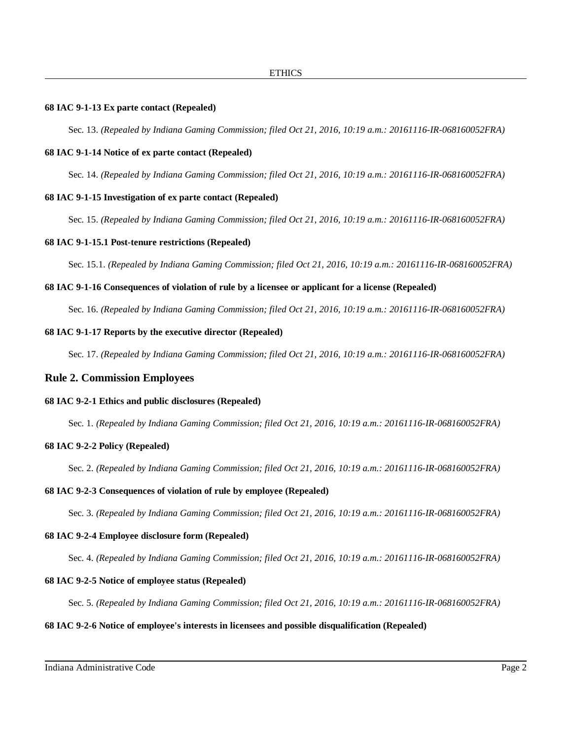**68 IAC 9-1-13 Ex parte contact (Repealed)**

Sec. 13. *(Repealed by Indiana Gaming Commission; filed Oct 21, 2016, 10:19 a.m.: 20161116-IR-068160052FRA)*

**68 IAC 9-1-14 Notice of ex parte contact (Repealed)**

Sec. 14. *(Repealed by Indiana Gaming Commission; filed Oct 21, 2016, 10:19 a.m.: 20161116-IR-068160052FRA)*

**68 IAC 9-1-15 Investigation of ex parte contact (Repealed)**

Sec. 15. *(Repealed by Indiana Gaming Commission; filed Oct 21, 2016, 10:19 a.m.: 20161116-IR-068160052FRA)*

**68 IAC 9-1-15.1 Post-tenure restrictions (Repealed)**

Sec. 15.1. *(Repealed by Indiana Gaming Commission; filed Oct 21, 2016, 10:19 a.m.: 20161116-IR-068160052FRA)*

**68 IAC 9-1-16 Consequences of violation of rule by a licensee or applicant for a license (Repealed)**

Sec. 16. *(Repealed by Indiana Gaming Commission; filed Oct 21, 2016, 10:19 a.m.: 20161116-IR-068160052FRA)*

**68 IAC 9-1-17 Reports by the executive director (Repealed)**

Sec. 17. *(Repealed by Indiana Gaming Commission; filed Oct 21, 2016, 10:19 a.m.: 20161116-IR-068160052FRA)*

## Rule 2. Commission Employees

**68 IAC 9-2-1 Ethics and public disclosures (Repealed)**

Sec. 1. *(Repealed by Indiana Gaming Commission; filed Oct 21, 2016, 10:19 a.m.: 20161116-IR-068160052FRA)*

**68 IAC 9-2-2 Policy (Repealed)**

Sec. 2. *(Repealed by Indiana Gaming Commission; filed Oct 21, 2016, 10:19 a.m.: 20161116-IR-068160052FRA)*

**68 IAC 9-2-3 Consequences of violation of rule by employee (Repealed)**

Sec. 3. *(Repealed by Indiana Gaming Commission; filed Oct 21, 2016, 10:19 a.m.: 20161116-IR-068160052FRA)*

**68 IAC 9-2-4 Employee disclosure form (Repealed)**

Sec. 4. *(Repealed by Indiana Gaming Commission; filed Oct 21, 2016, 10:19 a.m.: 20161116-IR-068160052FRA)*

**68 IAC 9-2-5 Notice of employee status (Repealed)**

Sec. 5. *(Repealed by Indiana Gaming Commission; filed Oct 21, 2016, 10:19 a.m.: 20161116-IR-068160052FRA)*

**68 IAC 9-2-6 Notice of employee's interests in licensees and possible disqualification (Repealed)**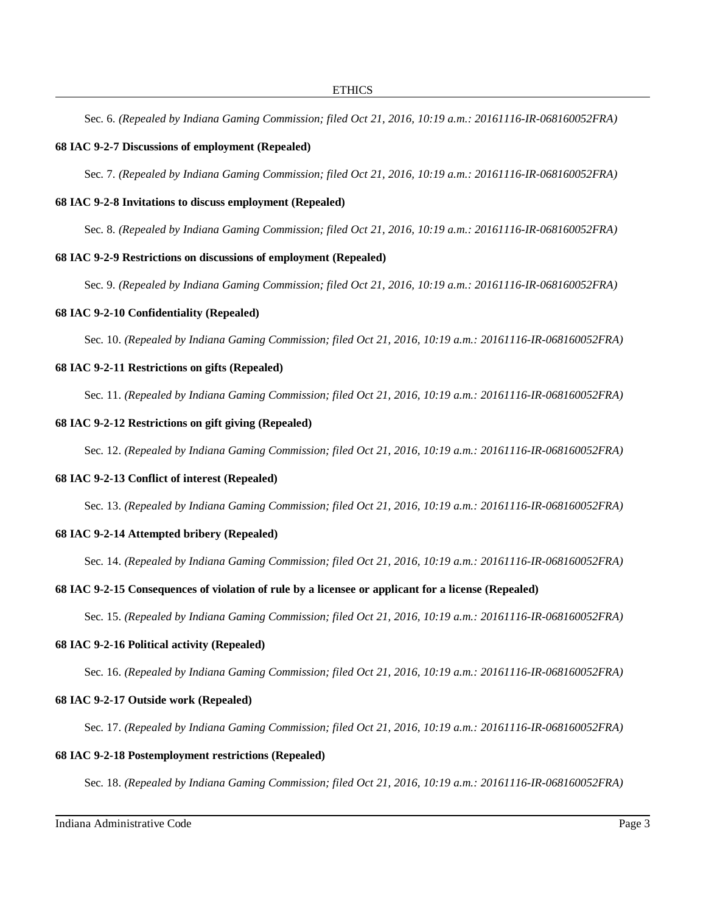Sec. 6. *(Repealed by Indiana Gaming Commission; filed Oct 21, 2016, 10:19 a.m.: 20161116-IR-068160052FRA)*

**68 IAC 9-2-7 Discussions of employment (Repealed)**

Sec. 7. *(Repealed by Indiana Gaming Commission; filed Oct 21, 2016, 10:19 a.m.: 20161116-IR-068160052FRA)*

**68 IAC 9-2-8 Invitations to discuss employment (Repealed)**

Sec. 8. *(Repealed by Indiana Gaming Commission; filed Oct 21, 2016, 10:19 a.m.: 20161116-IR-068160052FRA)*

**68 IAC 9-2-9 Restrictions on discussions of employment (Repealed)**

Sec. 9. *(Repealed by Indiana Gaming Commission; filed Oct 21, 2016, 10:19 a.m.: 20161116-IR-068160052FRA)*

**68 IAC 9-2-10 Confidentiality (Repealed)**

Sec. 10. *(Repealed by Indiana Gaming Commission; filed Oct 21, 2016, 10:19 a.m.: 20161116-IR-068160052FRA)*

**68 IAC 9-2-11 Restrictions on gifts (Repealed)**

Sec. 11. *(Repealed by Indiana Gaming Commission; filed Oct 21, 2016, 10:19 a.m.: 20161116-IR-068160052FRA)*

**68 IAC 9-2-12 Restrictions on gift giving (Repealed)**

Sec. 12. *(Repealed by Indiana Gaming Commission; filed Oct 21, 2016, 10:19 a.m.: 20161116-IR-068160052FRA)*

**68 IAC 9-2-13 Conflict of interest (Repealed)**

Sec. 13. *(Repealed by Indiana Gaming Commission; filed Oct 21, 2016, 10:19 a.m.: 20161116-IR-068160052FRA)*

**68 IAC 9-2-14 Attempted bribery (Repealed)**

Sec. 14. *(Repealed by Indiana Gaming Commission; filed Oct 21, 2016, 10:19 a.m.: 20161116-IR-068160052FRA)*

**68 IAC 9-2-15 Consequences of violation of rule by a licensee or applicant for a license (Repealed)**

Sec. 15. *(Repealed by Indiana Gaming Commission; filed Oct 21, 2016, 10:19 a.m.: 20161116-IR-068160052FRA)*

**68 IAC 9-2-16 Political activity (Repealed)**

Sec. 16. *(Repealed by Indiana Gaming Commission; filed Oct 21, 2016, 10:19 a.m.: 20161116-IR-068160052FRA)*

**68 IAC 9-2-17 Outside work (Repealed)**

Sec. 17. *(Repealed by Indiana Gaming Commission; filed Oct 21, 2016, 10:19 a.m.: 20161116-IR-068160052FRA)*

**68 IAC 9-2-18 Postemployment restrictions (Repealed)**

Sec. 18. *(Repealed by Indiana Gaming Commission; filed Oct 21, 2016, 10:19 a.m.: 20161116-IR-068160052FRA)*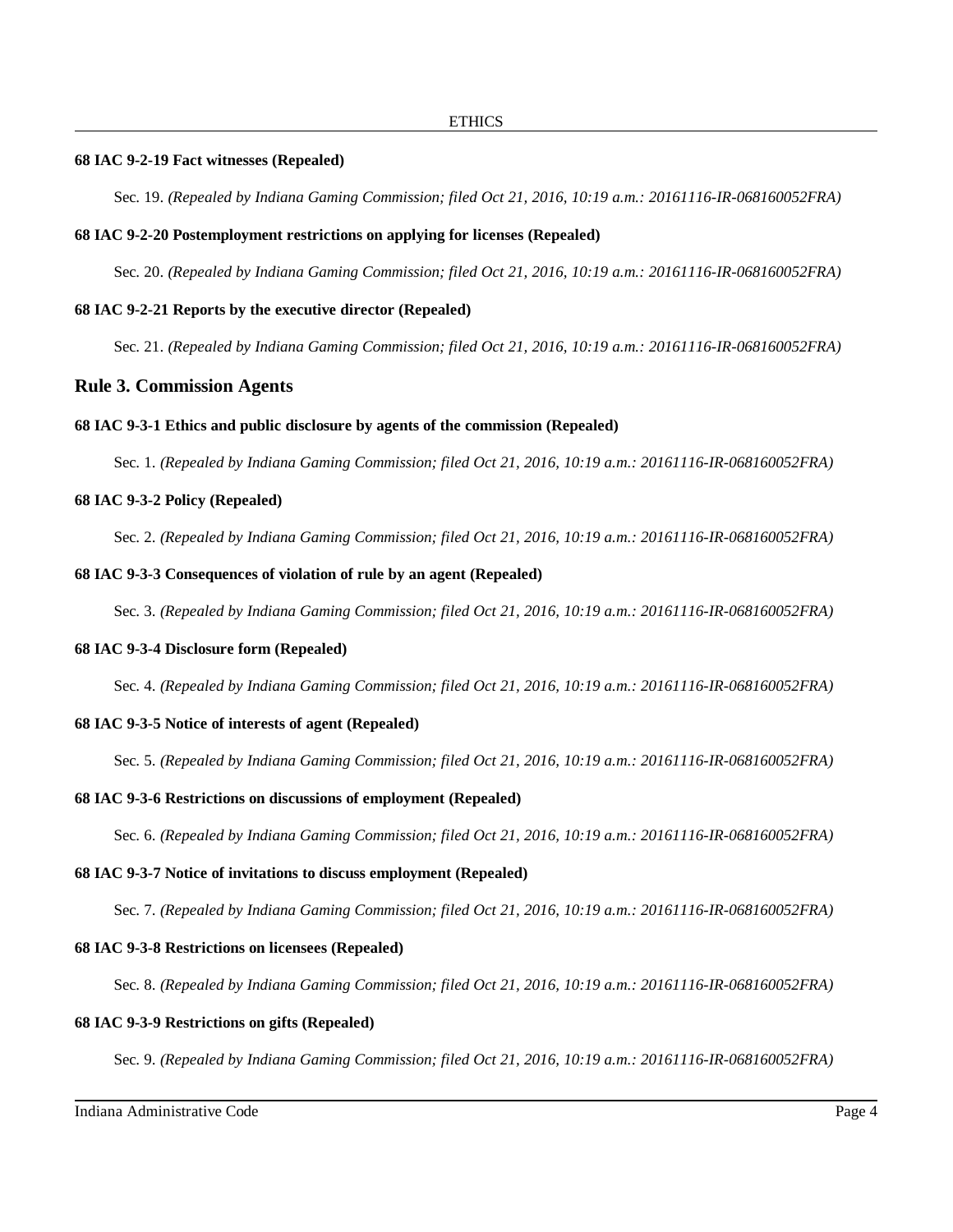**68 IAC 9-2-19 Fact witnesses (Repealed)**

Sec. 19. *(Repealed by Indiana Gaming Commission; filed Oct 21, 2016, 10:19 a.m.: 20161116-IR-068160052FRA)*

**68 IAC 9-2-20 Postemployment restrictions on applying for licenses (Repealed)**

Sec. 20. *(Repealed by Indiana Gaming Commission; filed Oct 21, 2016, 10:19 a.m.: 20161116-IR-068160052FRA)*

**68 IAC 9-2-21 Reports by the executive director (Repealed)**

Sec. 21. *(Repealed by Indiana Gaming Commission; filed Oct 21, 2016, 10:19 a.m.: 20161116-IR-068160052FRA)*

## Rule 3. Commission Agents

**68 IAC 9-3-1 Ethics and public disclosure by agents of the commission (Repealed)**

Sec. 1. *(Repealed by Indiana Gaming Commission; filed Oct 21, 2016, 10:19 a.m.: 20161116-IR-068160052FRA)*

**68 IAC 9-3-2 Policy (Repealed)**

Sec. 2. *(Repealed by Indiana Gaming Commission; filed Oct 21, 2016, 10:19 a.m.: 20161116-IR-068160052FRA)*

**68 IAC 9-3-3 Consequences of violation of rule by an agent (Repealed)**

Sec. 3. *(Repealed by Indiana Gaming Commission; filed Oct 21, 2016, 10:19 a.m.: 20161116-IR-068160052FRA)*

**68 IAC 9-3-4 Disclosure form (Repealed)**

Sec. 4. *(Repealed by Indiana Gaming Commission; filed Oct 21, 2016, 10:19 a.m.: 20161116-IR-068160052FRA)*

**68 IAC 9-3-5 Notice of interests of agent (Repealed)**

Sec. 5. *(Repealed by Indiana Gaming Commission; filed Oct 21, 2016, 10:19 a.m.: 20161116-IR-068160052FRA)*

**68 IAC 9-3-6 Restrictions on discussions of employment (Repealed)**

Sec. 6. *(Repealed by Indiana Gaming Commission; filed Oct 21, 2016, 10:19 a.m.: 20161116-IR-068160052FRA)*

**68 IAC 9-3-7 Notice of invitations to discuss employment (Repealed)**

Sec. 7. *(Repealed by Indiana Gaming Commission; filed Oct 21, 2016, 10:19 a.m.: 20161116-IR-068160052FRA)*

**68 IAC 9-3-8 Restrictions on licensees (Repealed)**

Sec. 8. *(Repealed by Indiana Gaming Commission; filed Oct 21, 2016, 10:19 a.m.: 20161116-IR-068160052FRA)*

**68 IAC 9-3-9 Restrictions on gifts (Repealed)**

Sec. 9. *(Repealed by Indiana Gaming Commission; filed Oct 21, 2016, 10:19 a.m.: 20161116-IR-068160052FRA)*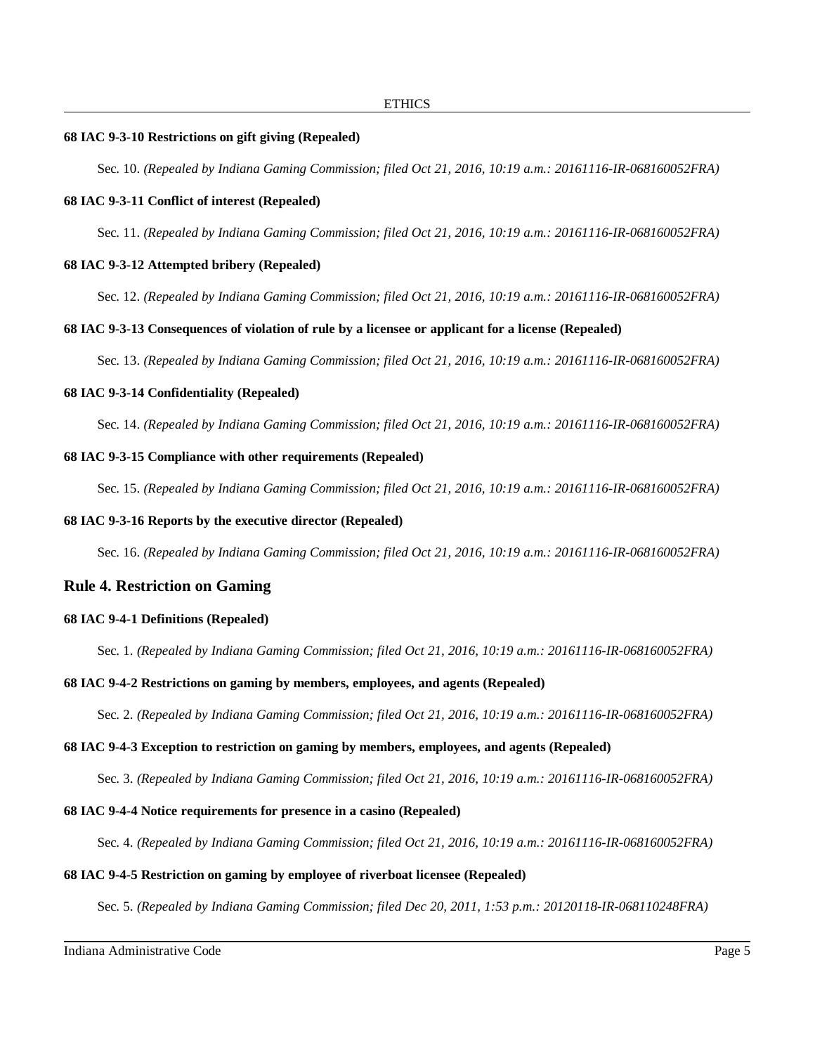#### 68 IAC 9-3-10 Restrictions on gift giving (Repealed)

Sec. 10. *(Repealed by Indiana Gaming Commission; filed Oct 21, 2016, 10:19 a.m.: 20161116-IR-068160052FRA)*

#### 68 IAC 9-3-11 Conflict of interest (Repealed)

Sec. 11. *(Repealed by Indiana Gaming Commission; filed Oct 21, 2016, 10:19 a.m.: 20161116-IR-068160052FRA)*

#### 68 IAC 9-3-12 Attempted bribery (Repealed)

Sec. 12. *(Repealed by Indiana Gaming Commission; filed Oct 21, 2016, 10:19 a.m.: 20161116-IR-068160052FRA)*

#### 68 IAC 9-3-13 Consequences of violation of rule by a licensee or applicant for a license (Repealed)

Sec. 13. *(Repealed by Indiana Gaming Commission; filed Oct 21, 2016, 10:19 a.m.: 20161116-IR-068160052FRA)*

#### 68 IAC 9-3-14 Confidentiality (Repealed)

Sec. 14. *(Repealed by Indiana Gaming Commission; filed Oct 21, 2016, 10:19 a.m.: 20161116-IR-068160052FRA)*

#### 68 IAC 9-3-15 Compliance with other requirements (Repealed)

Sec. 15. *(Repealed by Indiana Gaming Commission; filed Oct 21, 2016, 10:19 a.m.: 20161116-IR-068160052FRA)*

#### 68 IAC 9-3-16 Reports by the executive director (Repealed)

Sec. 16. *(Repealed by Indiana Gaming Commission; filed Oct 21, 2016, 10:19 a.m.: 20161116-IR-068160052FRA)*

### Rule 4. Restriction on Gaming

#### 68 IAC 9-4-1 Definitions (Repealed)

Sec. 1. *(Repealed by Indiana Gaming Commission; filed Oct 21, 2016, 10:19 a.m.: 20161116-IR-068160052FRA)*

#### 68 IAC 9-4-2 Restrictions on gaming by members, employees, and agents (Repealed)

Sec. 2. *(Repealed by Indiana Gaming Commission; filed Oct 21, 2016, 10:19 a.m.: 20161116-IR-068160052FRA)*

#### 68 IAC 9-4-3 Exception to restriction on gaming by members, employees, and agents (Repealed)

Sec. 3. *(Repealed by Indiana Gaming Commission; filed Oct 21, 2016, 10:19 a.m.: 20161116-IR-068160052FRA)*

#### 68 IAC 9-4-4 Notice requirements for presence in a casino (Repealed)

Sec. 4. *(Repealed by Indiana Gaming Commission; filed Oct 21, 2016, 10:19 a.m.: 20161116-IR-068160052FRA)*

#### 68 IAC 9-4-5 Restriction on gaming by employee of riverboat licensee (Repealed)

Sec. 5. *(Repealed by Indiana Gaming Commission; filed Dec 20, 2011, 1:53 p.m.: 20120118-IR-068110248FRA)*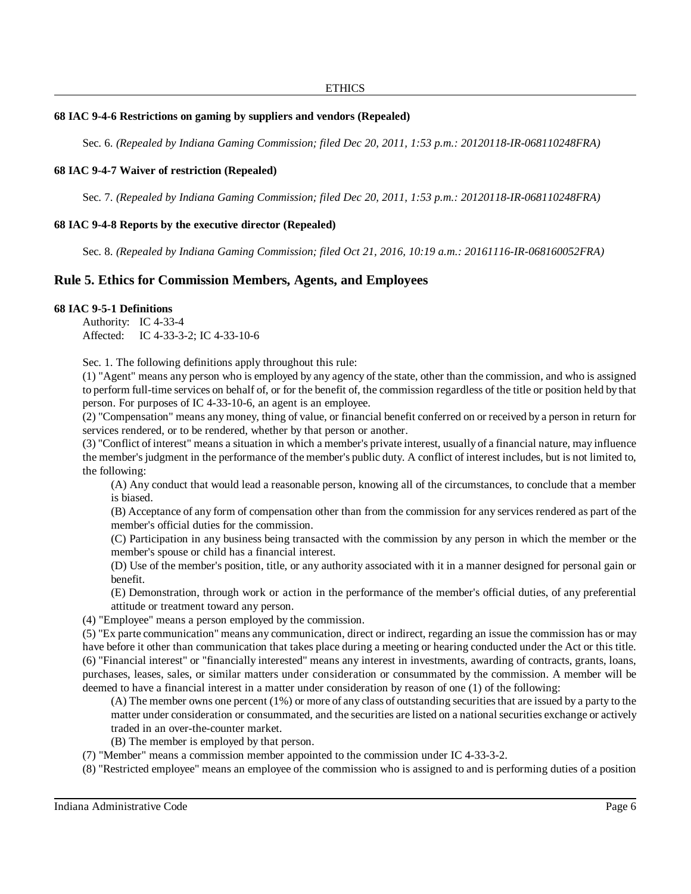### 68 IAC 9-4-6 Restrictions on gaming by suppliers and vendors (Repealed)

Sec. 6. *(Repealed by Indiana Gaming Commission; filed Dec 20, 2011, 1:53 p.m.: 20120118-IR-068110248FRA)*

### 68 IAC 9-4-7 Waiver of restriction (Repealed)

Sec. 7. *(Repealed by Indiana Gaming Commission; filed Dec 20, 2011, 1:53 p.m.: 20120118-IR-068110248FRA)*

### 68 IAC 9-4-8 Reports by the executive director (Repealed)

Sec. 8. *(Repealed by Indiana Gaming Commission; filed Oct 21, 2016, 10:19 a.m.: 20161116-IR-068160052FRA)*

## Rule 5. Ethics for Commission Members, Agents, and Employees

### 68 IAC 9-5-1 Definitions

Authority: IC 4-33-4
Affected: IC 4-33-3-2; IC 4-33-10-6

Sec. 1. The following definitions apply throughout this rule:

(1) "Agent" means any person who is employed by any agency of the state, other than the commission, and who is assigned to perform full-time services on behalf of, or for the benefit of, the commission regardless of the title or position held by that person. For purposes of IC 4-33-10-6, an agent is an employee.

(2) "Compensation" means any money, thing of value, or financial benefit conferred on or received by a person in return for services rendered, or to be rendered, whether by that person or another.

(3) "Conflict of interest" means a situation in which a member's private interest, usually of a financial nature, may influence the member's judgment in the performance of the member's public duty. A conflict of interest includes, but is not limited to, the following:

(A) Any conduct that would lead a reasonable person, knowing all of the circumstances, to conclude that a member is biased.

(B) Acceptance of any form of compensation other than from the commission for any services rendered as part of the member's official duties for the commission.

(C) Participation in any business being transacted with the commission by any person in which the member or the member's spouse or child has a financial interest.

(D) Use of the member's position, title, or any authority associated with it in a manner designed for personal gain or benefit.

(E) Demonstration, through work or action in the performance of the member's official duties, of any preferential attitude or treatment toward any person.

(4) "Employee" means a person employed by the commission.

(5) "Ex parte communication" means any communication, direct or indirect, regarding an issue the commission has or may have before it other than communication that takes place during a meeting or hearing conducted under the Act or this title.

(6) "Financial interest" or "financially interested" means any interest in investments, awarding of contracts, grants, loans, purchases, leases, sales, or similar matters under consideration or consummated by the commission. A member will be deemed to have a financial interest in a matter under consideration by reason of one (1) of the following:

(A) The member owns one percent (1%) or more of any class of outstanding securities that are issued by a party to the matter under consideration or consummated, and the securities are listed on a national securities exchange or actively traded in an over-the-counter market.

(B) The member is employed by that person.

(7) "Member" means a commission member appointed to the commission under IC 4-33-3-2.

(8) "Restricted employee" means an employee of the commission who is assigned to and is performing duties of a position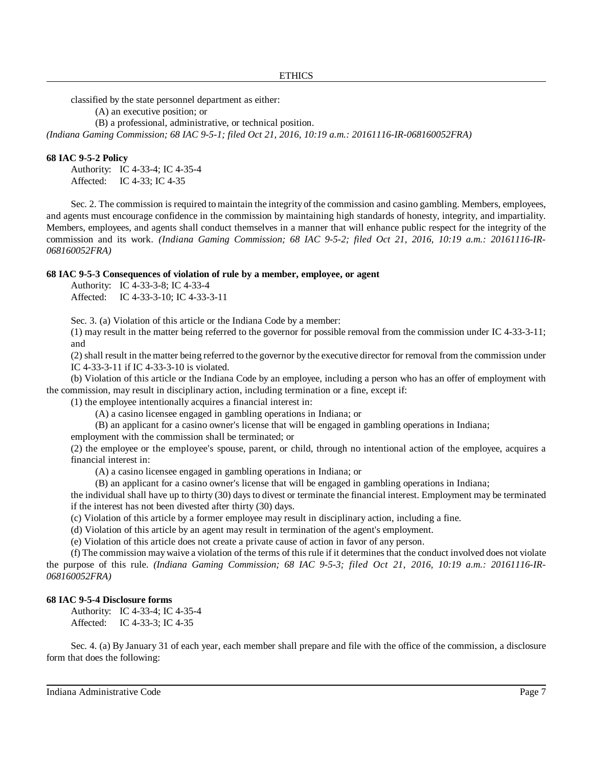classified by the state personnel department as either:

(A) an executive position; or

(B) a professional, administrative, or technical position.

*(Indiana Gaming Commission; 68 IAC 9-5-1; filed Oct 21, 2016, 10:19 a.m.: 20161116-IR-068160052FRA)*

**68 IAC 9-5-2 Policy**

Authority: IC 4-33-4; IC 4-35-4
Affected: IC 4-33; IC 4-35

Sec. 2. The commission is required to maintain the integrity of the commission and casino gambling. Members, employees, and agents must encourage confidence in the commission by maintaining high standards of honesty, integrity, and impartiality. Members, employees, and agents shall conduct themselves in a manner that will enhance public respect for the integrity of the commission and its work. *(Indiana Gaming Commission; 68 IAC 9-5-2; filed Oct 21, 2016, 10:19 a.m.: 20161116-IR-068160052FRA)*

**68 IAC 9-5-3 Consequences of violation of rule by a member, employee, or agent**

Authority: IC 4-33-3-8; IC 4-33-4
Affected: IC 4-33-3-10; IC 4-33-3-11

Sec. 3. (a) Violation of this article or the Indiana Code by a member:

(1) may result in the matter being referred to the governor for possible removal from the commission under IC 4-33-3-11; and

(2) shall result in the matter being referred to the governor by the executive director for removal from the commission under IC 4-33-3-11 if IC 4-33-3-10 is violated.

(b) Violation of this article or the Indiana Code by an employee, including a person who has an offer of employment with the commission, may result in disciplinary action, including termination or a fine, except if:

(1) the employee intentionally acquires a financial interest in:

(A) a casino licensee engaged in gambling operations in Indiana; or

(B) an applicant for a casino owner's license that will be engaged in gambling operations in Indiana;

employment with the commission shall be terminated; or

(2) the employee or the employee's spouse, parent, or child, through no intentional action of the employee, acquires a financial interest in:

(A) a casino licensee engaged in gambling operations in Indiana; or

(B) an applicant for a casino owner's license that will be engaged in gambling operations in Indiana;

the individual shall have up to thirty (30) days to divest or terminate the financial interest. Employment may be terminated if the interest has not been divested after thirty (30) days.

(c) Violation of this article by a former employee may result in disciplinary action, including a fine.

(d) Violation of this article by an agent may result in termination of the agent's employment.

(e) Violation of this article does not create a private cause of action in favor of any person.

(f) The commission may waive a violation of the terms of this rule if it determines that the conduct involved does not violate the purpose of this rule. *(Indiana Gaming Commission; 68 IAC 9-5-3; filed Oct 21, 2016, 10:19 a.m.: 20161116-IR-068160052FRA)*

**68 IAC 9-5-4 Disclosure forms**

Authority: IC 4-33-4; IC 4-35-4
Affected: IC 4-33-3; IC 4-35

Sec. 4. (a) By January 31 of each year, each member shall prepare and file with the office of the commission, a disclosure form that does the following: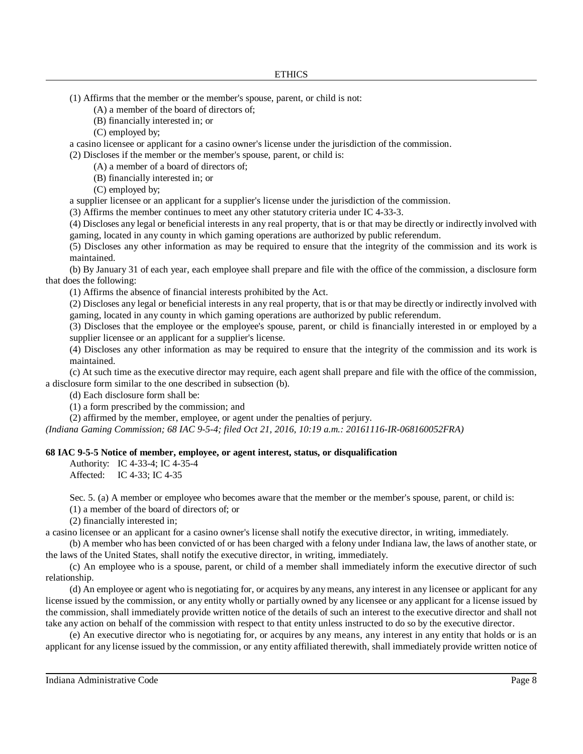(1) Affirms that the member or the member's spouse, parent, or child is not:

(A) a member of the board of directors of;

(B) financially interested in; or

(C) employed by;

a casino licensee or applicant for a casino owner's license under the jurisdiction of the commission.

(2) Discloses if the member or the member's spouse, parent, or child is:

(A) a member of a board of directors of;

(B) financially interested in; or

(C) employed by;

a supplier licensee or an applicant for a supplier's license under the jurisdiction of the commission.

(3) Affirms the member continues to meet any other statutory criteria under IC 4-33-3.

(4) Discloses any legal or beneficial interests in any real property, that is or that may be directly or indirectly involved with gaming, located in any county in which gaming operations are authorized by public referendum.

(5) Discloses any other information as may be required to ensure that the integrity of the commission and its work is maintained.

(b) By January 31 of each year, each employee shall prepare and file with the office of the commission, a disclosure form that does the following:

(1) Affirms the absence of financial interests prohibited by the Act.

(2) Discloses any legal or beneficial interests in any real property, that is or that may be directly or indirectly involved with gaming, located in any county in which gaming operations are authorized by public referendum.

(3) Discloses that the employee or the employee's spouse, parent, or child is financially interested in or employed by a supplier licensee or an applicant for a supplier's license.

(4) Discloses any other information as may be required to ensure that the integrity of the commission and its work is maintained.

(c) At such time as the executive director may require, each agent shall prepare and file with the office of the commission, a disclosure form similar to the one described in subsection (b).

(d) Each disclosure form shall be:

(1) a form prescribed by the commission; and

(2) affirmed by the member, employee, or agent under the penalties of perjury.

*(Indiana Gaming Commission; 68 IAC 9-5-4; filed Oct 21, 2016, 10:19 a.m.: 20161116-IR-068160052FRA)*

**68 IAC 9-5-5 Notice of member, employee, or agent interest, status, or disqualification**

Authority: IC 4-33-4; IC 4-35-4
Affected: IC 4-33; IC 4-35

Sec. 5. (a) A member or employee who becomes aware that the member or the member's spouse, parent, or child is:

(1) a member of the board of directors of; or

(2) financially interested in;

a casino licensee or an applicant for a casino owner's license shall notify the executive director, in writing, immediately.

(b) A member who has been convicted of or has been charged with a felony under Indiana law, the laws of another state, or the laws of the United States, shall notify the executive director, in writing, immediately.

(c) An employee who is a spouse, parent, or child of a member shall immediately inform the executive director of such relationship.

(d) An employee or agent who is negotiating for, or acquires by any means, any interest in any licensee or applicant for any license issued by the commission, or any entity wholly or partially owned by any licensee or any applicant for a license issued by the commission, shall immediately provide written notice of the details of such an interest to the executive director and shall not take any action on behalf of the commission with respect to that entity unless instructed to do so by the executive director.

(e) An executive director who is negotiating for, or acquires by any means, any interest in any entity that holds or is an applicant for any license issued by the commission, or any entity affiliated therewith, shall immediately provide written notice of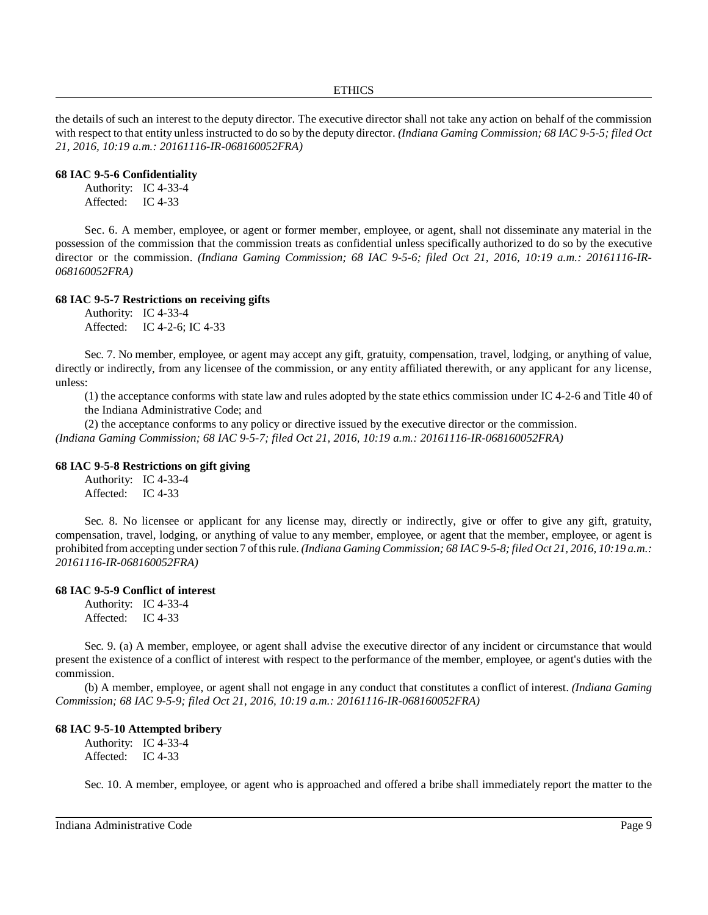the details of such an interest to the deputy director. The executive director shall not take any action on behalf of the commission with respect to that entity unless instructed to do so by the deputy director. *(Indiana Gaming Commission; 68 IAC 9-5-5; filed Oct 21, 2016, 10:19 a.m.: 20161116-IR-068160052FRA)*

**68 IAC 9-5-6 Confidentiality**

Authority: IC 4-33-4
Affected: IC 4-33

Sec. 6. A member, employee, or agent or former member, employee, or agent, shall not disseminate any material in the possession of the commission that the commission treats as confidential unless specifically authorized to do so by the executive director or the commission. *(Indiana Gaming Commission; 68 IAC 9-5-6; filed Oct 21, 2016, 10:19 a.m.: 20161116-IR-068160052FRA)*

**68 IAC 9-5-7 Restrictions on receiving gifts**

Authority: IC 4-33-4
Affected: IC 4-2-6; IC 4-33

Sec. 7. No member, employee, or agent may accept any gift, gratuity, compensation, travel, lodging, or anything of value, directly or indirectly, from any licensee of the commission, or any entity affiliated therewith, or any applicant for any license, unless:

(1) the acceptance conforms with state law and rules adopted by the state ethics commission under IC 4-2-6 and Title 40 of the Indiana Administrative Code; and

(2) the acceptance conforms to any policy or directive issued by the executive director or the commission.

*(Indiana Gaming Commission; 68 IAC 9-5-7; filed Oct 21, 2016, 10:19 a.m.: 20161116-IR-068160052FRA)*

**68 IAC 9-5-8 Restrictions on gift giving**

Authority: IC 4-33-4
Affected: IC 4-33

Sec. 8. No licensee or applicant for any license may, directly or indirectly, give or offer to give any gift, gratuity, compensation, travel, lodging, or anything of value to any member, employee, or agent that the member, employee, or agent is prohibited from accepting under section 7 of this rule. *(Indiana Gaming Commission; 68 IAC 9-5-8; filed Oct 21, 2016, 10:19 a.m.: 20161116-IR-068160052FRA)*

**68 IAC 9-5-9 Conflict of interest**

Authority: IC 4-33-4
Affected: IC 4-33

Sec. 9. (a) A member, employee, or agent shall advise the executive director of any incident or circumstance that would present the existence of a conflict of interest with respect to the performance of the member, employee, or agent's duties with the commission.

(b) A member, employee, or agent shall not engage in any conduct that constitutes a conflict of interest. *(Indiana Gaming Commission; 68 IAC 9-5-9; filed Oct 21, 2016, 10:19 a.m.: 20161116-IR-068160052FRA)*

**68 IAC 9-5-10 Attempted bribery**

Authority: IC 4-33-4
Affected: IC 4-33

Sec. 10. A member, employee, or agent who is approached and offered a bribe shall immediately report the matter to the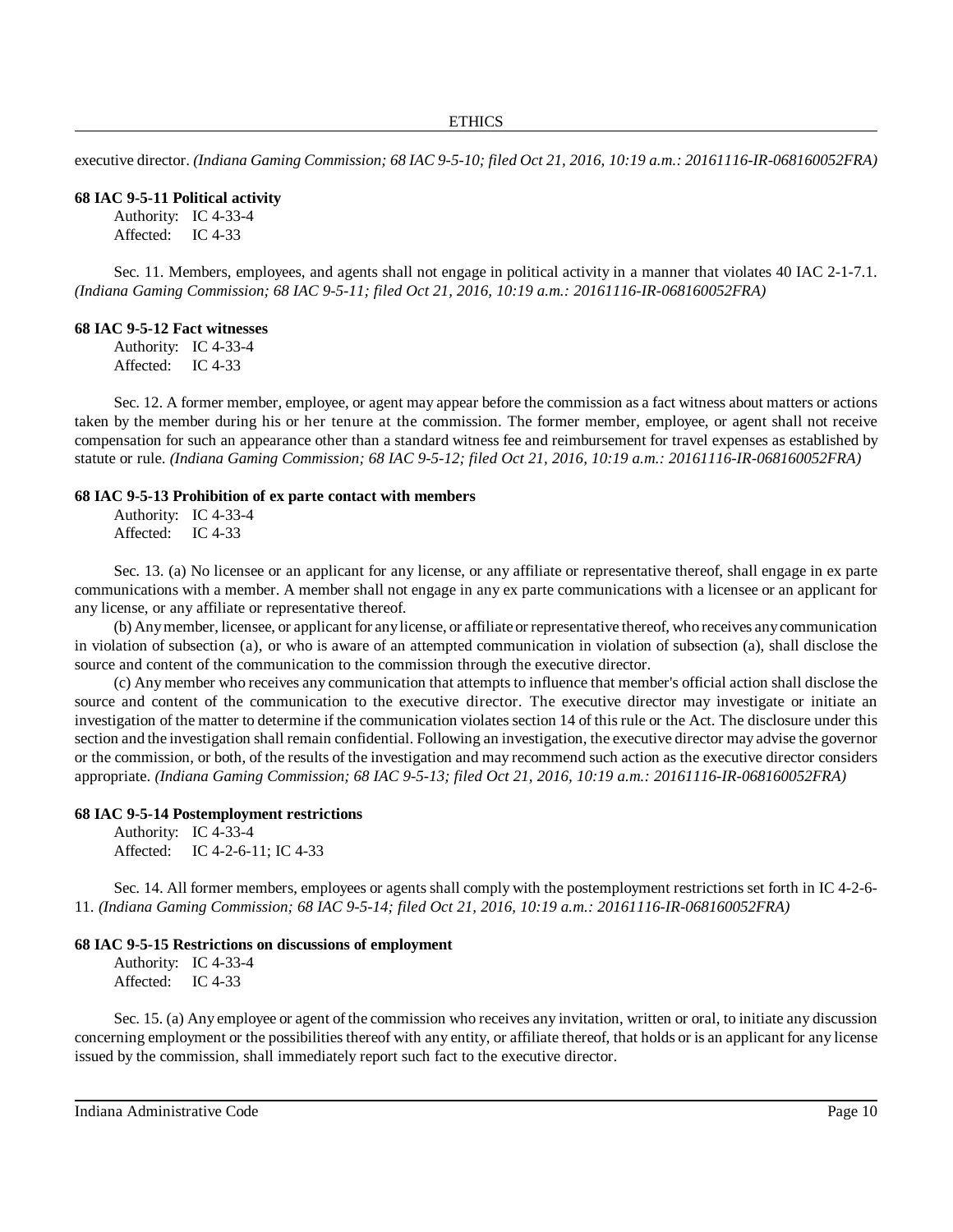executive director. *(Indiana Gaming Commission; 68 IAC 9-5-10; filed Oct 21, 2016, 10:19 a.m.: 20161116-IR-068160052FRA)*

**68 IAC 9-5-11 Political activity**

Authority: IC 4-33-4
Affected: IC 4-33

Sec. 11. Members, employees, and agents shall not engage in political activity in a manner that violates 40 IAC 2-1-7.1. *(Indiana Gaming Commission; 68 IAC 9-5-11; filed Oct 21, 2016, 10:19 a.m.: 20161116-IR-068160052FRA)*

**68 IAC 9-5-12 Fact witnesses**

Authority: IC 4-33-4
Affected: IC 4-33

Sec. 12. A former member, employee, or agent may appear before the commission as a fact witness about matters or actions taken by the member during his or her tenure at the commission. The former member, employee, or agent shall not receive compensation for such an appearance other than a standard witness fee and reimbursement for travel expenses as established by statute or rule. *(Indiana Gaming Commission; 68 IAC 9-5-12; filed Oct 21, 2016, 10:19 a.m.: 20161116-IR-068160052FRA)*

**68 IAC 9-5-13 Prohibition of ex parte contact with members**

Authority: IC 4-33-4
Affected: IC 4-33

Sec. 13. (a) No licensee or an applicant for any license, or any affiliate or representative thereof, shall engage in ex parte communications with a member. A member shall not engage in any ex parte communications with a licensee or an applicant for any license, or any affiliate or representative thereof.

(b) Any member, licensee, or applicant for any license, or affiliate or representative thereof, who receives any communication in violation of subsection (a), or who is aware of an attempted communication in violation of subsection (a), shall disclose the source and content of the communication to the commission through the executive director.

(c) Any member who receives any communication that attempts to influence that member's official action shall disclose the source and content of the communication to the executive director. The executive director may investigate or initiate an investigation of the matter to determine if the communication violates section 14 of this rule or the Act. The disclosure under this section and the investigation shall remain confidential. Following an investigation, the executive director may advise the governor or the commission, or both, of the results of the investigation and may recommend such action as the executive director considers appropriate. *(Indiana Gaming Commission; 68 IAC 9-5-13; filed Oct 21, 2016, 10:19 a.m.: 20161116-IR-068160052FRA)*

**68 IAC 9-5-14 Postemployment restrictions**

Authority: IC 4-33-4
Affected: IC 4-2-6-11; IC 4-33

Sec. 14. All former members, employees or agents shall comply with the postemployment restrictions set forth in IC 4-2-6-11. *(Indiana Gaming Commission; 68 IAC 9-5-14; filed Oct 21, 2016, 10:19 a.m.: 20161116-IR-068160052FRA)*

**68 IAC 9-5-15 Restrictions on discussions of employment**

Authority: IC 4-33-4
Affected: IC 4-33

Sec. 15. (a) Any employee or agent of the commission who receives any invitation, written or oral, to initiate any discussion concerning employment or the possibilities thereof with any entity, or affiliate thereof, that holds or is an applicant for any license issued by the commission, shall immediately report such fact to the executive director.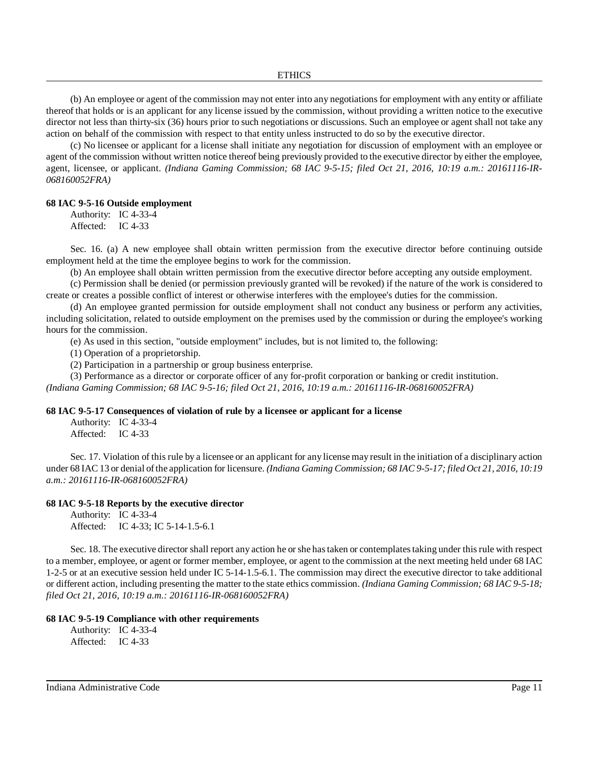(b) An employee or agent of the commission may not enter into any negotiations for employment with any entity or affiliate thereof that holds or is an applicant for any license issued by the commission, without providing a written notice to the executive director not less than thirty-six (36) hours prior to such negotiations or discussions. Such an employee or agent shall not take any action on behalf of the commission with respect to that entity unless instructed to do so by the executive director.

(c) No licensee or applicant for a license shall initiate any negotiation for discussion of employment with an employee or agent of the commission without written notice thereof being previously provided to the executive director by either the employee, agent, licensee, or applicant. *(Indiana Gaming Commission; 68 IAC 9-5-15; filed Oct 21, 2016, 10:19 a.m.: 20161116-IR-068160052FRA)*

**68 IAC 9-5-16 Outside employment**

Authority: IC 4-33-4
Affected: IC 4-33

Sec. 16. (a) A new employee shall obtain written permission from the executive director before continuing outside employment held at the time the employee begins to work for the commission.

(b) An employee shall obtain written permission from the executive director before accepting any outside employment.

(c) Permission shall be denied (or permission previously granted will be revoked) if the nature of the work is considered to create or creates a possible conflict of interest or otherwise interferes with the employee's duties for the commission.

(d) An employee granted permission for outside employment shall not conduct any business or perform any activities, including solicitation, related to outside employment on the premises used by the commission or during the employee's working hours for the commission.

(e) As used in this section, "outside employment" includes, but is not limited to, the following:

(1) Operation of a proprietorship.

(2) Participation in a partnership or group business enterprise.

(3) Performance as a director or corporate officer of any for-profit corporation or banking or credit institution.

*(Indiana Gaming Commission; 68 IAC 9-5-16; filed Oct 21, 2016, 10:19 a.m.: 20161116-IR-068160052FRA)*

**68 IAC 9-5-17 Consequences of violation of rule by a licensee or applicant for a license**

Authority: IC 4-33-4
Affected: IC 4-33

Sec. 17. Violation of this rule by a licensee or an applicant for any license may result in the initiation of a disciplinary action under 68 IAC 13 or denial of the application for licensure. *(Indiana Gaming Commission; 68 IAC 9-5-17; filed Oct 21, 2016, 10:19 a.m.: 20161116-IR-068160052FRA)*

**68 IAC 9-5-18 Reports by the executive director**

Authority: IC 4-33-4
Affected: IC 4-33; IC 5-14-1.5-6.1

Sec. 18. The executive director shall report any action he or she has taken or contemplates taking under this rule with respect to a member, employee, or agent or former member, employee, or agent to the commission at the next meeting held under 68 IAC 1-2-5 or at an executive session held under IC 5-14-1.5-6.1. The commission may direct the executive director to take additional or different action, including presenting the matter to the state ethics commission. *(Indiana Gaming Commission; 68 IAC 9-5-18; filed Oct 21, 2016, 10:19 a.m.: 20161116-IR-068160052FRA)*

**68 IAC 9-5-19 Compliance with other requirements**

Authority: IC 4-33-4
Affected: IC 4-33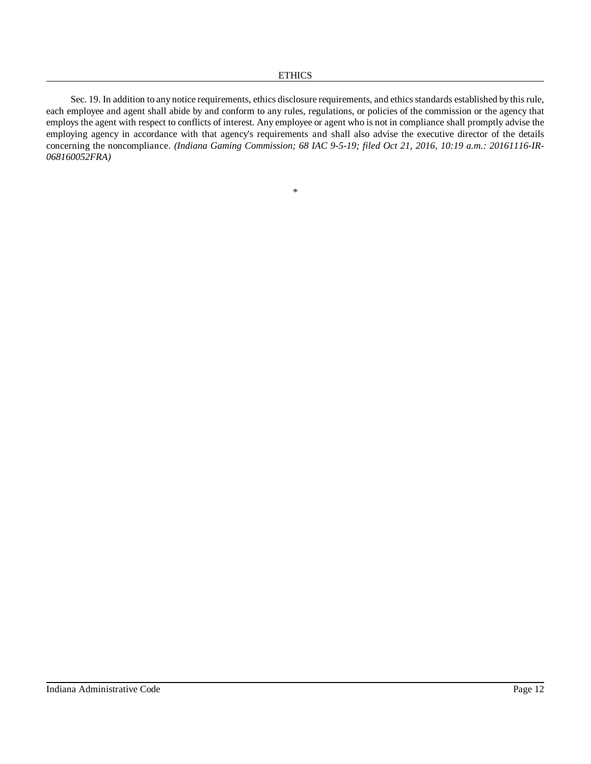Sec. 19. In addition to any notice requirements, ethics disclosure requirements, and ethics standards established by this rule, each employee and agent shall abide by and conform to any rules, regulations, or policies of the commission or the agency that employs the agent with respect to conflicts of interest. Any employee or agent who is not in compliance shall promptly advise the employing agency in accordance with that agency's requirements and shall also advise the executive director of the details concerning the noncompliance. *(Indiana Gaming Commission; 68 IAC 9-5-19; filed Oct 21, 2016, 10:19 a.m.: 20161116-IR-068160052FRA)*

*